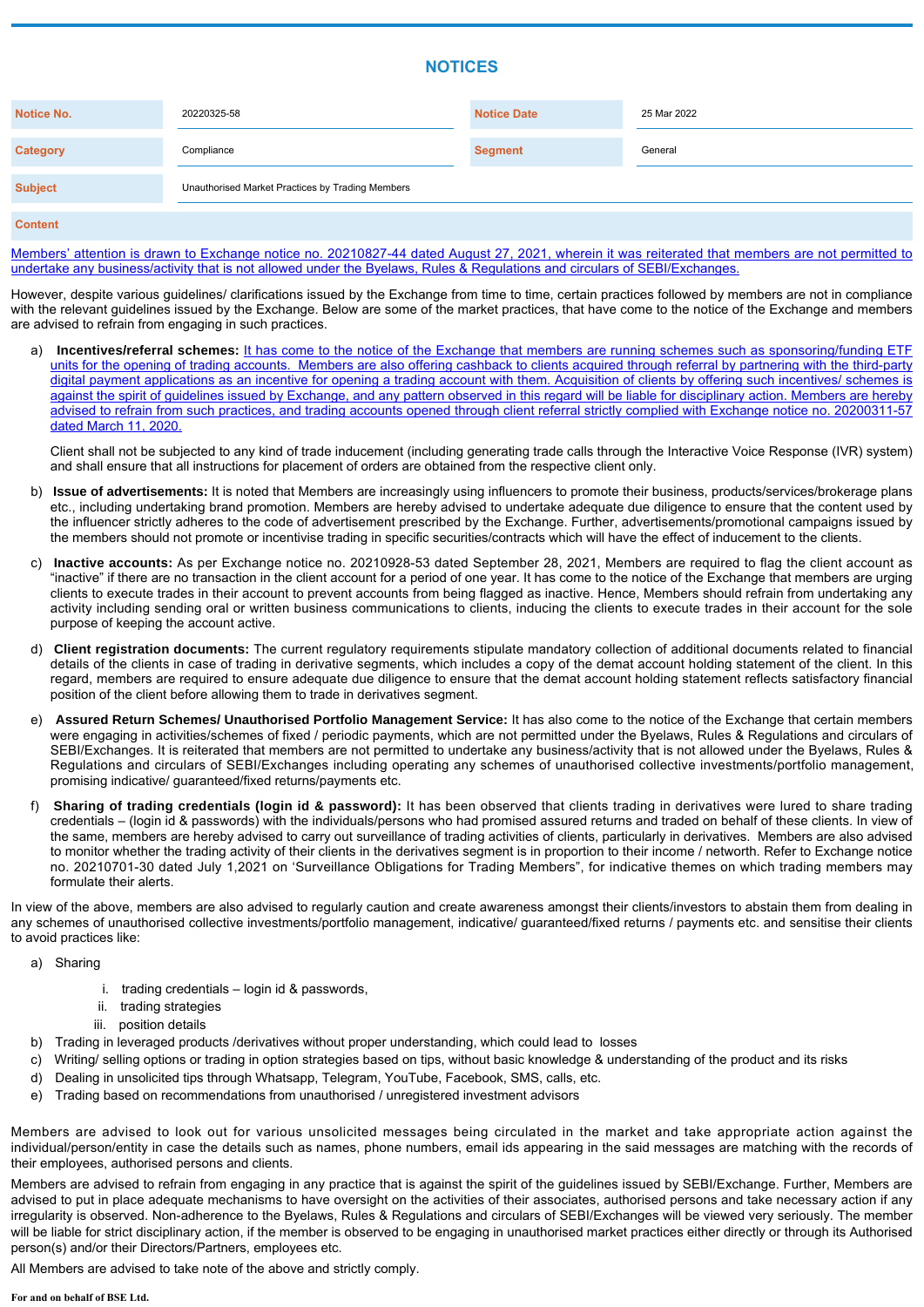# NOTICES

| | | | |
|---|---|---|---|
| **Notice No.** | 20220325-58 | **Notice Date** | 25 Mar 2022 |
| **Category** | Compliance | **Segment** | General |
| **Subject** | Unauthorised Market Practices by Trading Members | | |

**Content**

Members' attention is drawn to Exchange notice no. 20210827-44 dated August 27, 2021, wherein it was reiterated that members are not permitted to undertake any business/activity that is not allowed under the Byelaws, Rules & Regulations and circulars of SEBI/Exchanges.

However, despite various guidelines/ clarifications issued by the Exchange from time to time, certain practices followed by members are not in compliance with the relevant guidelines issued by the Exchange. Below are some of the market practices, that have come to the notice of the Exchange and members are advised to refrain from engaging in such practices.

a) **Incentives/referral schemes:** It has come to the notice of the Exchange that members are running schemes such as sponsoring/funding ETF units for the opening of trading accounts. Members are also offering cashback to clients acquired through referral by partnering with the third-party digital payment applications as an incentive for opening a trading account with them. Acquisition of clients by offering such incentives/ schemes is against the spirit of guidelines issued by Exchange, and any pattern observed in this regard will be liable for disciplinary action. Members are hereby advised to refrain from such practices, and trading accounts opened through client referral strictly complied with Exchange notice no. 20200311-57 dated March 11, 2020.

   Client shall not be subjected to any kind of trade inducement (including generating trade calls through the Interactive Voice Response (IVR) system) and shall ensure that all instructions for placement of orders are obtained from the respective client only.

b) **Issue of advertisements:** It is noted that Members are increasingly using influencers to promote their business, products/services/brokerage plans etc., including undertaking brand promotion. Members are hereby advised to undertake adequate due diligence to ensure that the content used by the influencer strictly adheres to the code of advertisement prescribed by the Exchange. Further, advertisements/promotional campaigns issued by the members should not promote or incentivise trading in specific securities/contracts which will have the effect of inducement to the clients.

c) **Inactive accounts:** As per Exchange notice no. 20210928-53 dated September 28, 2021, Members are required to flag the client account as "inactive" if there are no transaction in the client account for a period of one year. It has come to the notice of the Exchange that members are urging clients to execute trades in their account to prevent accounts from being flagged as inactive. Hence, Members should refrain from undertaking any activity including sending oral or written business communications to clients, inducing the clients to execute trades in their account for the sole purpose of keeping the account active.

d) **Client registration documents:** The current regulatory requirements stipulate mandatory collection of additional documents related to financial details of the clients in case of trading in derivative segments, which includes a copy of the demat account holding statement of the client. In this regard, members are required to ensure adequate due diligence to ensure that the demat account holding statement reflects satisfactory financial position of the client before allowing them to trade in derivatives segment.

e) **Assured Return Schemes/ Unauthorised Portfolio Management Service:** It has also come to the notice of the Exchange that certain members were engaging in activities/schemes of fixed / periodic payments, which are not permitted under the Byelaws, Rules & Regulations and circulars of SEBI/Exchanges. It is reiterated that members are not permitted to undertake any business/activity that is not allowed under the Byelaws, Rules & Regulations and circulars of SEBI/Exchanges including operating any schemes of unauthorised collective investments/portfolio management, promising indicative/ guaranteed/fixed returns/payments etc.

f) **Sharing of trading credentials (login id & password):** It has been observed that clients trading in derivatives were lured to share trading credentials – (login id & passwords) with the individuals/persons who had promised assured returns and traded on behalf of these clients. In view of the same, members are hereby advised to carry out surveillance of trading activities of clients, particularly in derivatives. Members are also advised to monitor whether the trading activity of their clients in the derivatives segment is in proportion to their income / networth. Refer to Exchange notice no. 20210701-30 dated July 1,2021 on 'Surveillance Obligations for Trading Members", for indicative themes on which trading members may formulate their alerts.

In view of the above, members are also advised to regularly caution and create awareness amongst their clients/investors to abstain them from dealing in any schemes of unauthorised collective investments/portfolio management, indicative/ guaranteed/fixed returns / payments etc. and sensitise their clients to avoid practices like:

a) Sharing
   i. trading credentials – login id & passwords,
   ii. trading strategies
   iii. position details

b) Trading in leveraged products /derivatives without proper understanding, which could lead to losses

c) Writing/ selling options or trading in option strategies based on tips, without basic knowledge & understanding of the product and its risks

d) Dealing in unsolicited tips through Whatsapp, Telegram, YouTube, Facebook, SMS, calls, etc.

e) Trading based on recommendations from unauthorised / unregistered investment advisors

Members are advised to look out for various unsolicited messages being circulated in the market and take appropriate action against the individual/person/entity in case the details such as names, phone numbers, email ids appearing in the said messages are matching with the records of their employees, authorised persons and clients.

Members are advised to refrain from engaging in any practice that is against the spirit of the guidelines issued by SEBI/Exchange. Further, Members are advised to put in place adequate mechanisms to have oversight on the activities of their associates, authorised persons and take necessary action if any irregularity is observed. Non-adherence to the Byelaws, Rules & Regulations and circulars of SEBI/Exchanges will be viewed very seriously. The member will be liable for strict disciplinary action, if the member is observed to be engaging in unauthorised market practices either directly or through its Authorised person(s) and/or their Directors/Partners, employees etc.

All Members are advised to take note of the above and strictly comply.

**For and on behalf of BSE Ltd.**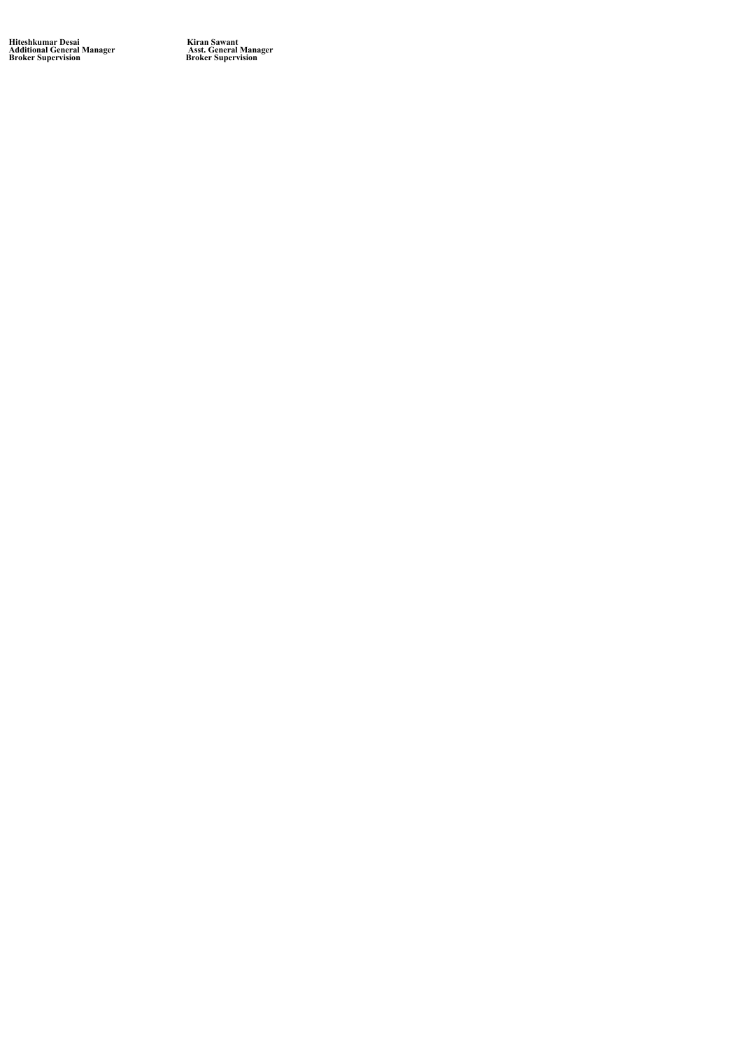**Hiteshkumar Desai**
**Additional General Manager**
**Broker Supervision**

**Kiran Sawant**
**Asst. General Manager**
**Broker Supervision**